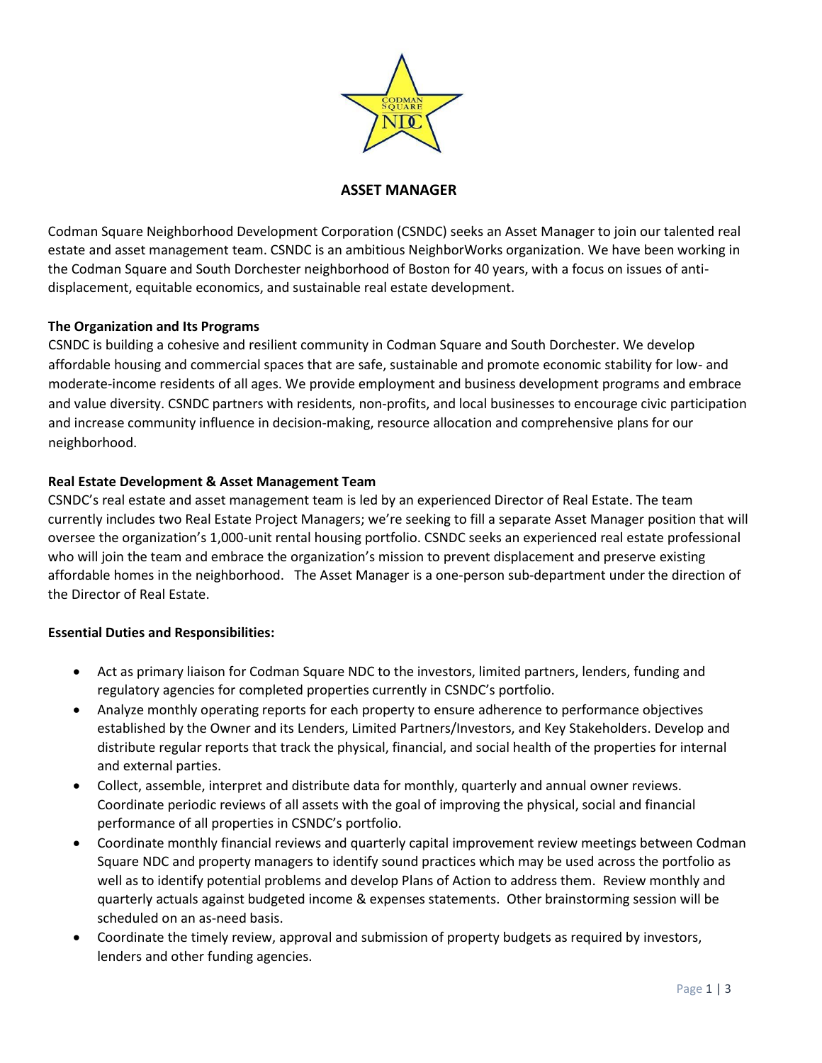# ASSET MANAGER

Codman Square Neighborhood Development Corporation (CSNDC) seeks an Asset Manager to join our talented real estate and asset management team. CSNDC is an ambitious NeighborWorks organization. We have been working in the Codman Square and South Dorchester neighborhood of Boston for 40 years, with a focus on issues of anti-displacement, equitable economics, and sustainable real estate development.

**The Organization and Its Programs**

CSNDC is building a cohesive and resilient community in Codman Square and South Dorchester. We develop affordable housing and commercial spaces that are safe, sustainable and promote economic stability for low- and moderate-income residents of all ages. We provide employment and business development programs and embrace and value diversity. CSNDC partners with residents, non-profits, and local businesses to encourage civic participation and increase community influence in decision-making, resource allocation and comprehensive plans for our neighborhood.

**Real Estate Development & Asset Management Team**

CSNDC's real estate and asset management team is led by an experienced Director of Real Estate. The team currently includes two Real Estate Project Managers; we're seeking to fill a separate Asset Manager position that will oversee the organization's 1,000-unit rental housing portfolio. CSNDC seeks an experienced real estate professional who will join the team and embrace the organization's mission to prevent displacement and preserve existing affordable homes in the neighborhood. The Asset Manager is a one-person sub-department under the direction of the Director of Real Estate.

**Essential Duties and Responsibilities:**

- Act as primary liaison for Codman Square NDC to the investors, limited partners, lenders, funding and regulatory agencies for completed properties currently in CSNDC's portfolio.
- Analyze monthly operating reports for each property to ensure adherence to performance objectives established by the Owner and its Lenders, Limited Partners/Investors, and Key Stakeholders. Develop and distribute regular reports that track the physical, financial, and social health of the properties for internal and external parties.
- Collect, assemble, interpret and distribute data for monthly, quarterly and annual owner reviews. Coordinate periodic reviews of all assets with the goal of improving the physical, social and financial performance of all properties in CSNDC's portfolio.
- Coordinate monthly financial reviews and quarterly capital improvement review meetings between Codman Square NDC and property managers to identify sound practices which may be used across the portfolio as well as to identify potential problems and develop Plans of Action to address them. Review monthly and quarterly actuals against budgeted income & expenses statements. Other brainstorming session will be scheduled on an as-need basis.
- Coordinate the timely review, approval and submission of property budgets as required by investors, lenders and other funding agencies.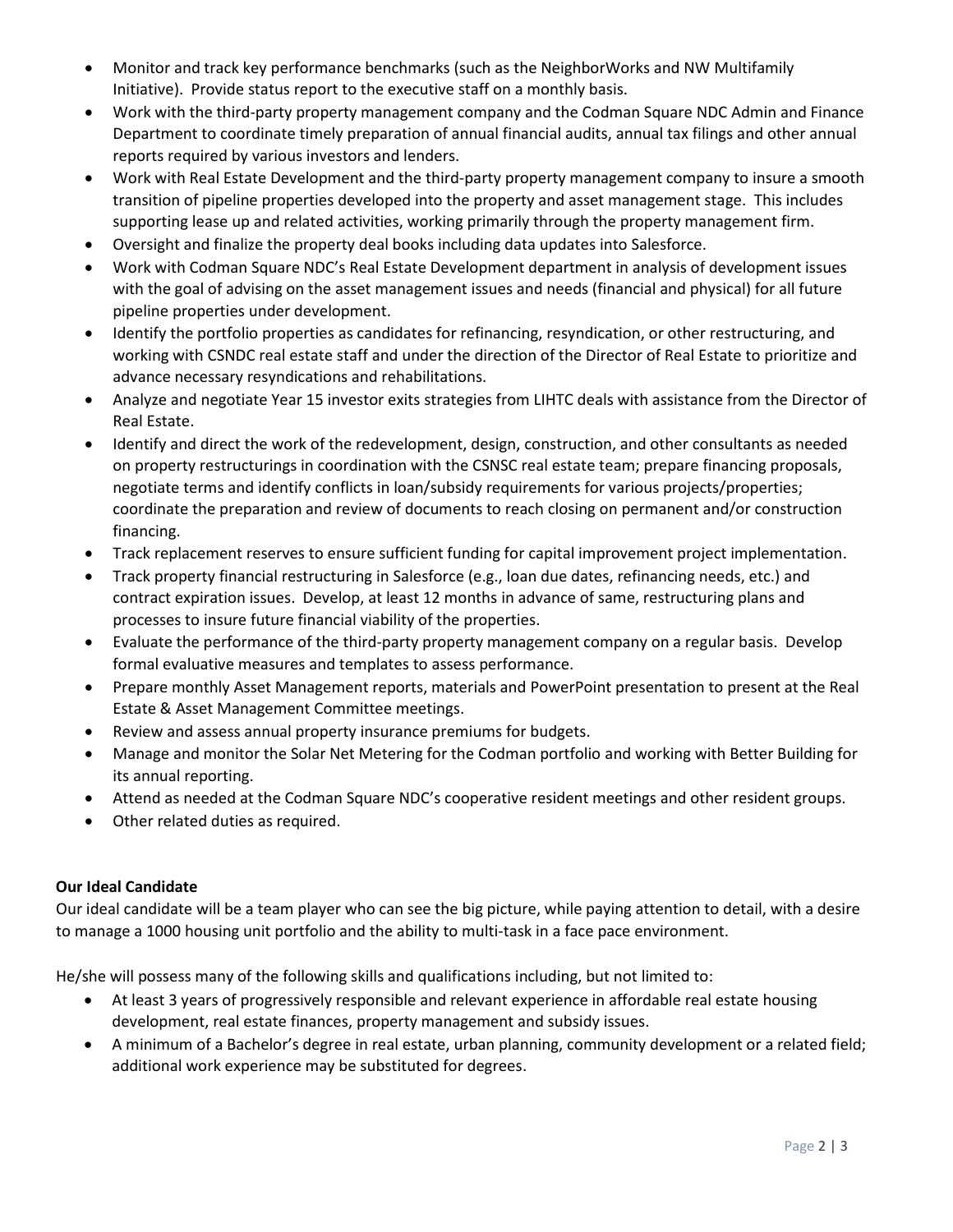- Monitor and track key performance benchmarks (such as the NeighborWorks and NW Multifamily Initiative). Provide status report to the executive staff on a monthly basis.
- Work with the third-party property management company and the Codman Square NDC Admin and Finance Department to coordinate timely preparation of annual financial audits, annual tax filings and other annual reports required by various investors and lenders.
- Work with Real Estate Development and the third-party property management company to insure a smooth transition of pipeline properties developed into the property and asset management stage. This includes supporting lease up and related activities, working primarily through the property management firm.
- Oversight and finalize the property deal books including data updates into Salesforce.
- Work with Codman Square NDC's Real Estate Development department in analysis of development issues with the goal of advising on the asset management issues and needs (financial and physical) for all future pipeline properties under development.
- Identify the portfolio properties as candidates for refinancing, resyndication, or other restructuring, and working with CSNDC real estate staff and under the direction of the Director of Real Estate to prioritize and advance necessary resyndications and rehabilitations.
- Analyze and negotiate Year 15 investor exits strategies from LIHTC deals with assistance from the Director of Real Estate.
- Identify and direct the work of the redevelopment, design, construction, and other consultants as needed on property restructurings in coordination with the CSNSC real estate team; prepare financing proposals, negotiate terms and identify conflicts in loan/subsidy requirements for various projects/properties; coordinate the preparation and review of documents to reach closing on permanent and/or construction financing.
- Track replacement reserves to ensure sufficient funding for capital improvement project implementation.
- Track property financial restructuring in Salesforce (e.g., loan due dates, refinancing needs, etc.) and contract expiration issues. Develop, at least 12 months in advance of same, restructuring plans and processes to insure future financial viability of the properties.
- Evaluate the performance of the third-party property management company on a regular basis. Develop formal evaluative measures and templates to assess performance.
- Prepare monthly Asset Management reports, materials and PowerPoint presentation to present at the Real Estate & Asset Management Committee meetings.
- Review and assess annual property insurance premiums for budgets.
- Manage and monitor the Solar Net Metering for the Codman portfolio and working with Better Building for its annual reporting.
- Attend as needed at the Codman Square NDC's cooperative resident meetings and other resident groups.
- Other related duties as required.

**Our Ideal Candidate**

Our ideal candidate will be a team player who can see the big picture, while paying attention to detail, with a desire to manage a 1000 housing unit portfolio and the ability to multi-task in a face pace environment.

He/she will possess many of the following skills and qualifications including, but not limited to:

- At least 3 years of progressively responsible and relevant experience in affordable real estate housing development, real estate finances, property management and subsidy issues.
- A minimum of a Bachelor's degree in real estate, urban planning, community development or a related field; additional work experience may be substituted for degrees.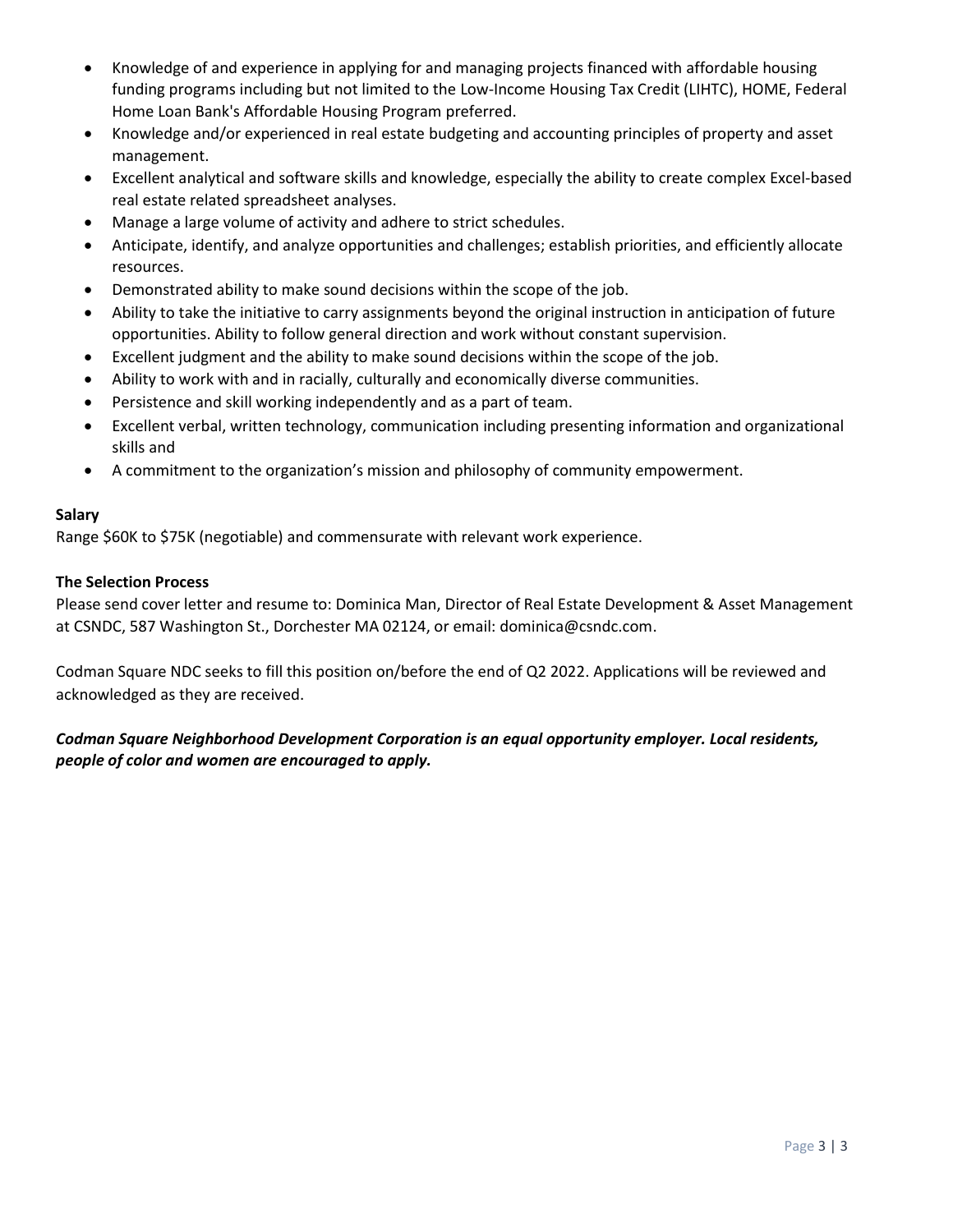- Knowledge of and experience in applying for and managing projects financed with affordable housing funding programs including but not limited to the Low-Income Housing Tax Credit (LIHTC), HOME, Federal Home Loan Bank's Affordable Housing Program preferred.
- Knowledge and/or experienced in real estate budgeting and accounting principles of property and asset management.
- Excellent analytical and software skills and knowledge, especially the ability to create complex Excel-based real estate related spreadsheet analyses.
- Manage a large volume of activity and adhere to strict schedules.
- Anticipate, identify, and analyze opportunities and challenges; establish priorities, and efficiently allocate resources.
- Demonstrated ability to make sound decisions within the scope of the job.
- Ability to take the initiative to carry assignments beyond the original instruction in anticipation of future opportunities. Ability to follow general direction and work without constant supervision.
- Excellent judgment and the ability to make sound decisions within the scope of the job.
- Ability to work with and in racially, culturally and economically diverse communities.
- Persistence and skill working independently and as a part of team.
- Excellent verbal, written technology, communication including presenting information and organizational skills and
- A commitment to the organization's mission and philosophy of community empowerment.

**Salary**

Range $60K to $75K (negotiable) and commensurate with relevant work experience.

**The Selection Process**

Please send cover letter and resume to: Dominica Man, Director of Real Estate Development & Asset Management at CSNDC, 587 Washington St., Dorchester MA 02124, or email: dominica@csndc.com.

Codman Square NDC seeks to fill this position on/before the end of Q2 2022. Applications will be reviewed and acknowledged as they are received.

***Codman Square Neighborhood Development Corporation is an equal opportunity employer. Local residents, people of color and women are encouraged to apply.***